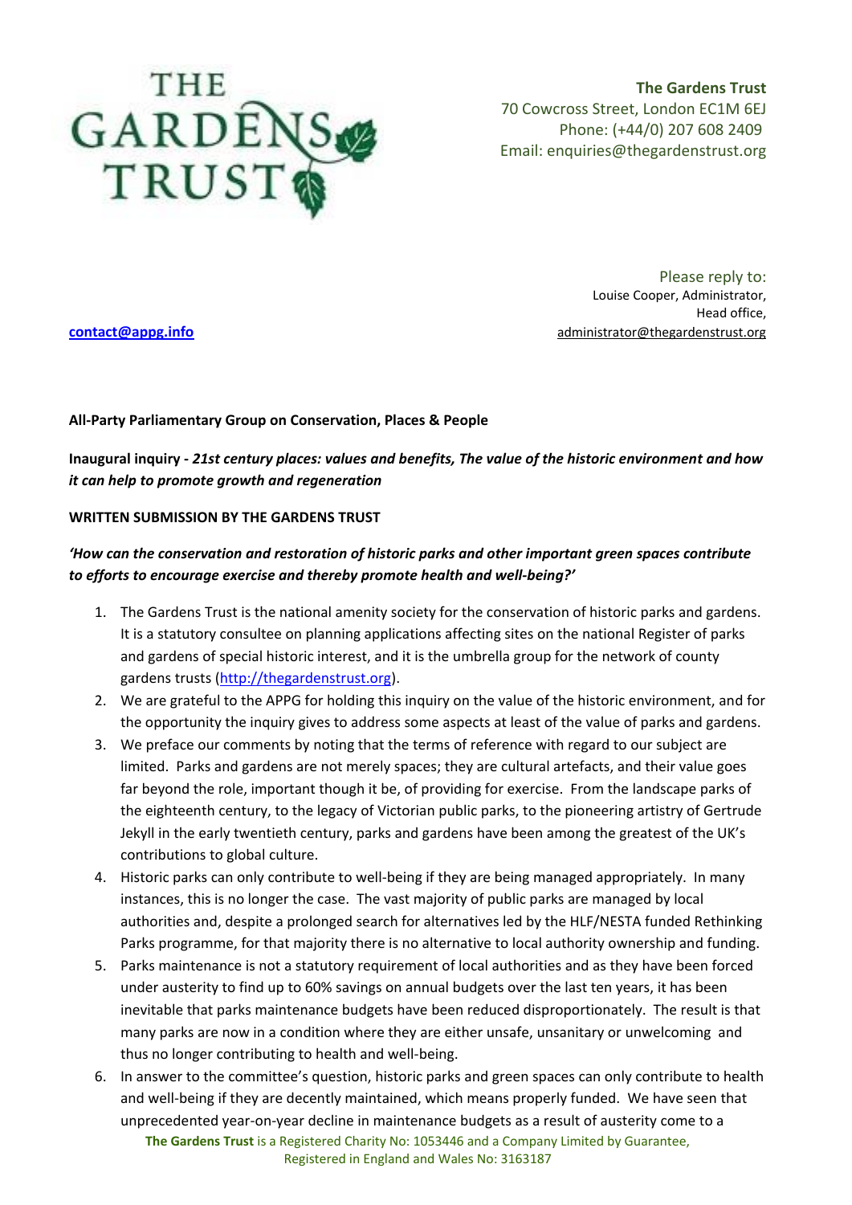**The Gardens Trust**
70 Cowcross Street, London EC1M 6EJ
Phone: (+44/0) 207 608 2409
Email: enquiries@thegardenstrust.org

Please reply to:
Louise Cooper, Administrator,
Head office,
administrator@thegardenstrust.org

**contact@appg.info**

**All-Party Parliamentary Group on Conservation, Places & People**

**Inaugural inquiry -** ***21st century places: values and benefits, The value of the historic environment and how it can help to promote growth and regeneration***

**WRITTEN SUBMISSION BY THE GARDENS TRUST**

***'How can the conservation and restoration of historic parks and other important green spaces contribute to efforts to encourage exercise and thereby promote health and well-being?'***

1. The Gardens Trust is the national amenity society for the conservation of historic parks and gardens. It is a statutory consultee on planning applications affecting sites on the national Register of parks and gardens of special historic interest, and it is the umbrella group for the network of county gardens trusts (http://thegardenstrust.org).
2. We are grateful to the APPG for holding this inquiry on the value of the historic environment, and for the opportunity the inquiry gives to address some aspects at least of the value of parks and gardens.
3. We preface our comments by noting that the terms of reference with regard to our subject are limited. Parks and gardens are not merely spaces; they are cultural artefacts, and their value goes far beyond the role, important though it be, of providing for exercise. From the landscape parks of the eighteenth century, to the legacy of Victorian public parks, to the pioneering artistry of Gertrude Jekyll in the early twentieth century, parks and gardens have been among the greatest of the UK's contributions to global culture.
4. Historic parks can only contribute to well-being if they are being managed appropriately. In many instances, this is no longer the case. The vast majority of public parks are managed by local authorities and, despite a prolonged search for alternatives led by the HLF/NESTA funded Rethinking Parks programme, for that majority there is no alternative to local authority ownership and funding.
5. Parks maintenance is not a statutory requirement of local authorities and as they have been forced under austerity to find up to 60% savings on annual budgets over the last ten years, it has been inevitable that parks maintenance budgets have been reduced disproportionately. The result is that many parks are now in a condition where they are either unsafe, unsanitary or unwelcoming and thus no longer contributing to health and well-being.
6. In answer to the committee's question, historic parks and green spaces can only contribute to health and well-being if they are decently maintained, which means properly funded. We have seen that unprecedented year-on-year decline in maintenance budgets as a result of austerity come to a

**The Gardens Trust** is a Registered Charity No: 1053446 and a Company Limited by Guarantee, Registered in England and Wales No: 3163187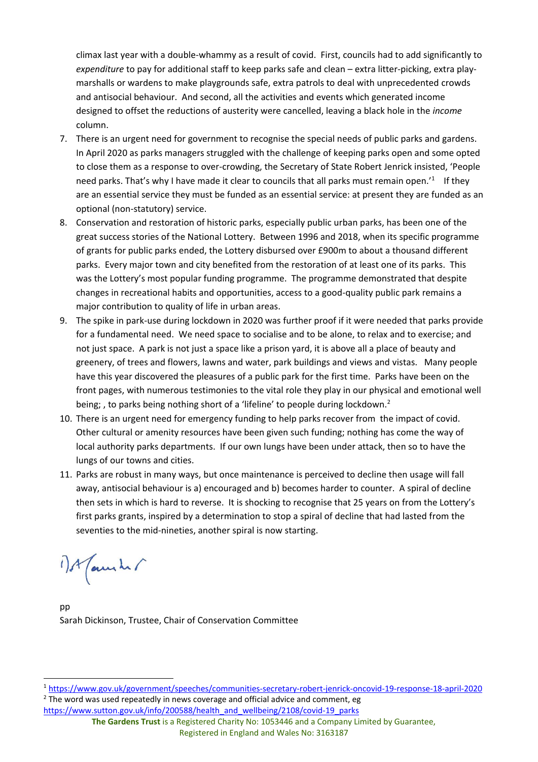climax last year with a double-whammy as a result of covid. First, councils had to add significantly to *expenditure* to pay for additional staff to keep parks safe and clean – extra litter-picking, extra play-marshalls or wardens to make playgrounds safe, extra patrols to deal with unprecedented crowds and antisocial behaviour. And second, all the activities and events which generated income designed to offset the reductions of austerity were cancelled, leaving a black hole in the *income* column.

7. There is an urgent need for government to recognise the special needs of public parks and gardens. In April 2020 as parks managers struggled with the challenge of keeping parks open and some opted to close them as a response to over-crowding, the Secretary of State Robert Jenrick insisted, 'People need parks. That's why I have made it clear to councils that all parks must remain open.'[1] If they are an essential service they must be funded as an essential service: at present they are funded as an optional (non-statutory) service.
8. Conservation and restoration of historic parks, especially public urban parks, has been one of the great success stories of the National Lottery. Between 1996 and 2018, when its specific programme of grants for public parks ended, the Lottery disbursed over £900m to about a thousand different parks. Every major town and city benefited from the restoration of at least one of its parks. This was the Lottery's most popular funding programme. The programme demonstrated that despite changes in recreational habits and opportunities, access to a good-quality public park remains a major contribution to quality of life in urban areas.
9. The spike in park-use during lockdown in 2020 was further proof if it were needed that parks provide for a fundamental need. We need space to socialise and to be alone, to relax and to exercise; and not just space. A park is not just a space like a prison yard, it is above all a place of beauty and greenery, of trees and flowers, lawns and water, park buildings and views and vistas. Many people have this year discovered the pleasures of a public park for the first time. Parks have been on the front pages, with numerous testimonies to the vital role they play in our physical and emotional well being; , to parks being nothing short of a 'lifeline' to people during lockdown.[2]
10. There is an urgent need for emergency funding to help parks recover from the impact of covid. Other cultural or amenity resources have been given such funding; nothing has come the way of local authority parks departments. If our own lungs have been under attack, then so to have the lungs of our towns and cities.
11. Parks are robust in many ways, but once maintenance is perceived to decline then usage will fall away, antisocial behaviour is a) encouraged and b) becomes harder to counter. A spiral of decline then sets in which is hard to reverse. It is shocking to recognise that 25 years on from the Lottery's first parks grants, inspired by a determination to stop a spiral of decline that had lasted from the seventies to the mid-nineties, another spiral is now starting.

pp
Sarah Dickinson, Trustee, Chair of Conservation Committee

[1] https://www.gov.uk/government/speeches/communities-secretary-robert-jenrick-oncovid-19-response-18-april-2020

[2] The word was used repeatedly in news coverage and official advice and comment, eg https://www.sutton.gov.uk/info/200588/health_and_wellbeing/2108/covid-19_parks

**The Gardens Trust** is a Registered Charity No: 1053446 and a Company Limited by Guarantee, Registered in England and Wales No: 3163187